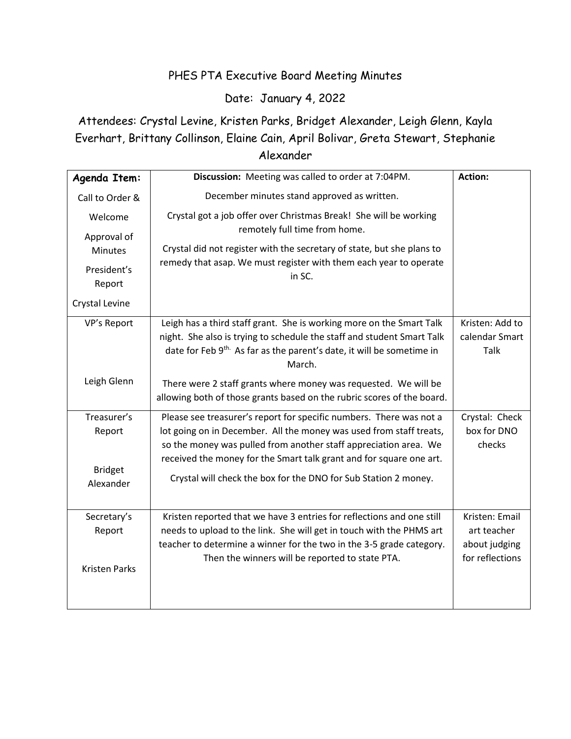PHES PTA Executive Board Meeting Minutes

Date: January 4, 2022

Attendees: Crystal Levine, Kristen Parks, Bridget Alexander, Leigh Glenn, Kayla Everhart, Brittany Collinson, Elaine Cain, April Bolivar, Greta Stewart, Stephanie Alexander

| **Agenda Item:** | **Discussion:** Meeting was called to order at 7:04PM. | **Action:** |
|---|---|---|
| Call to Order & Welcome<br>Approval of Minutes<br>President's Report<br>Crystal Levine | December minutes stand approved as written.<br>Crystal got a job offer over Christmas Break! She will be working remotely full time from home.<br>Crystal did not register with the secretary of state, but she plans to remedy that asap. We must register with them each year to operate in SC. | |
| VP's Report<br><br>Leigh Glenn | Leigh has a third staff grant. She is working more on the Smart Talk night. She also is trying to schedule the staff and student Smart Talk date for Feb 9th. As far as the parent's date, it will be sometime in March.<br>There were 2 staff grants where money was requested. We will be allowing both of those grants based on the rubric scores of the board. | Kristen: Add to calendar Smart Talk |
| Treasurer's Report<br><br>Bridget Alexander | Please see treasurer's report for specific numbers. There was not a lot going on in December. All the money was used from staff treats, so the money was pulled from another staff appreciation area. We received the money for the Smart talk grant and for square one art.<br>Crystal will check the box for the DNO for Sub Station 2 money. | Crystal: Check box for DNO checks |
| Secretary's Report<br><br>Kristen Parks | Kristen reported that we have 3 entries for reflections and one still needs to upload to the link. She will get in touch with the PHMS art teacher to determine a winner for the two in the 3-5 grade category. Then the winners will be reported to state PTA. | Kristen: Email art teacher about judging for reflections |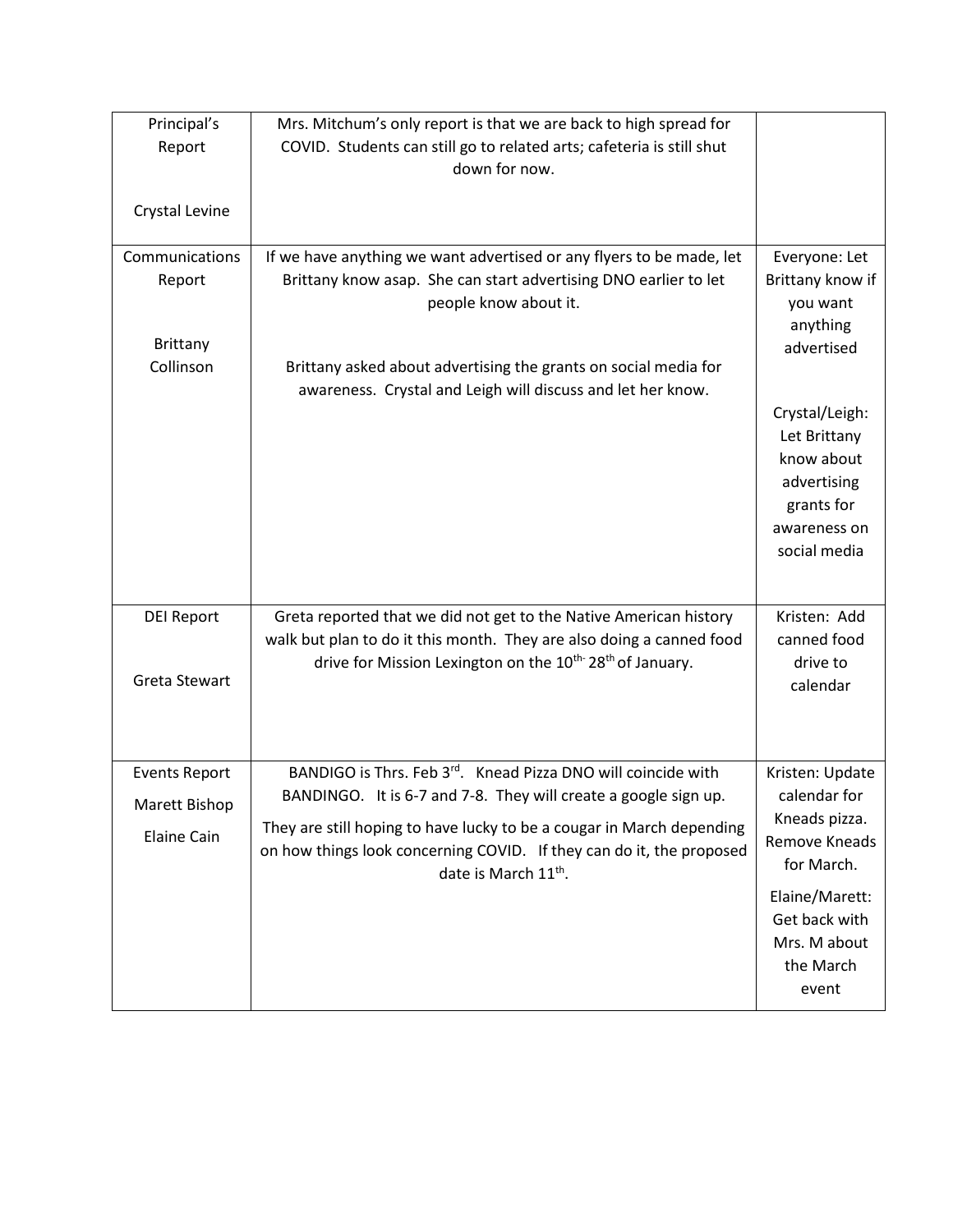| Principal's Report<br><br>Crystal Levine | Mrs. Mitchum's only report is that we are back to high spread for COVID. Students can still go to related arts; cafeteria is still shut down for now. | |
|---|---|---|
| Communications Report<br><br>Brittany Collinson | If we have anything we want advertised or any flyers to be made, let Brittany know asap. She can start advertising DNO earlier to let people know about it.<br><br>Brittany asked about advertising the grants on social media for awareness. Crystal and Leigh will discuss and let her know. | Everyone: Let Brittany know if you want anything advertised<br><br>Crystal/Leigh: Let Brittany know about advertising grants for awareness on social media |
| DEI Report<br><br>Greta Stewart | Greta reported that we did not get to the Native American history walk but plan to do it this month. They are also doing a canned food drive for Mission Lexington on the 10th- 28th of January. | Kristen: Add canned food drive to calendar |
| Events Report<br>Marett Bishop<br>Elaine Cain | BANDIGO is Thrs. Feb 3rd. Knead Pizza DNO will coincide with BANDINGO. It is 6-7 and 7-8. They will create a google sign up.<br><br>They are still hoping to have lucky to be a cougar in March depending on how things look concerning COVID. If they can do it, the proposed date is March 11th. | Kristen: Update calendar for Kneads pizza. Remove Kneads for March.<br><br>Elaine/Marett: Get back with Mrs. M about the March event |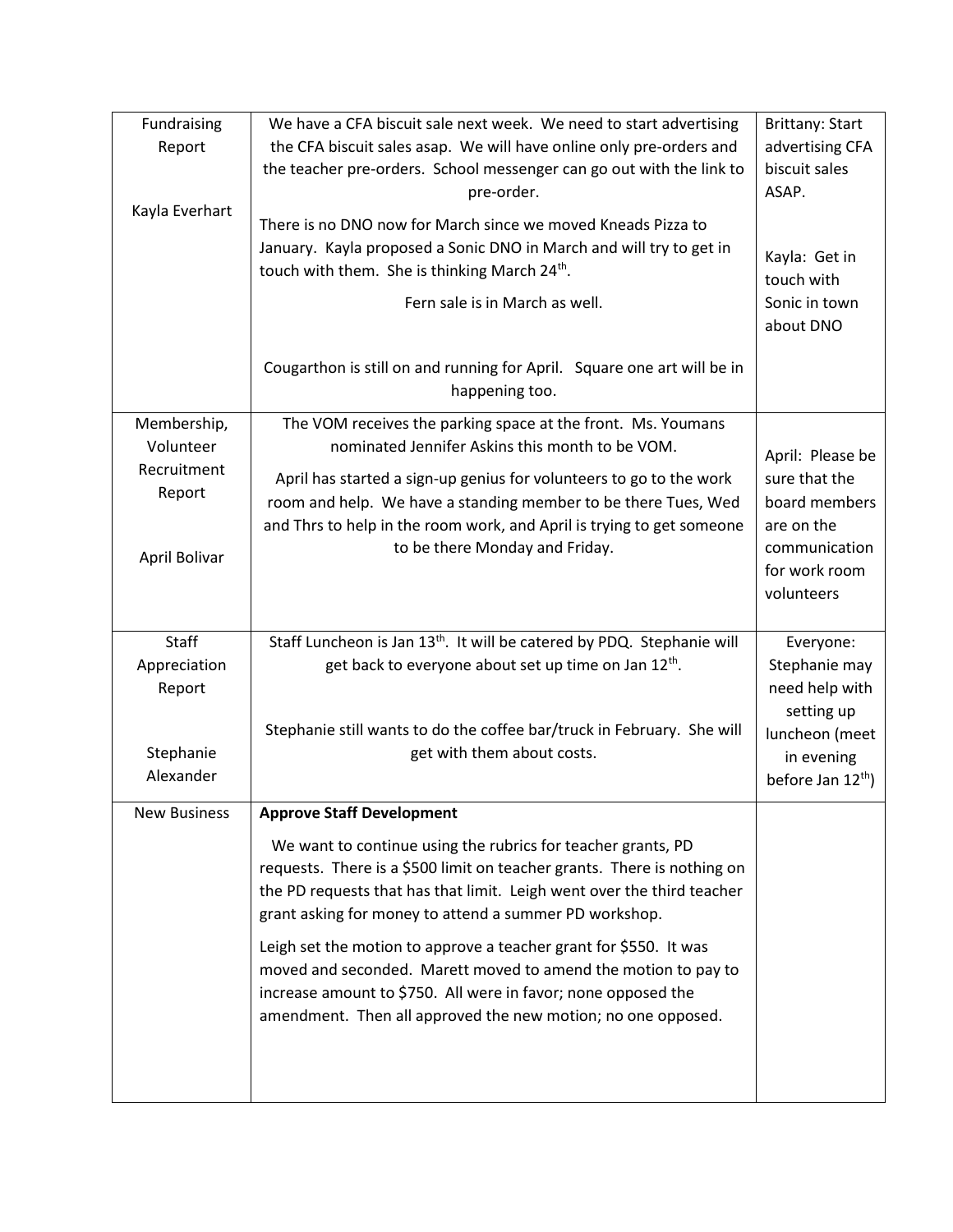| | | |
|---|---|---|
| Fundraising Report<br><br>Kayla Everhart | We have a CFA biscuit sale next week. We need to start advertising the CFA biscuit sales asap. We will have online only pre-orders and the teacher pre-orders. School messenger can go out with the link to pre-order.<br><br>There is no DNO now for March since we moved Kneads Pizza to January. Kayla proposed a Sonic DNO in March and will try to get in touch with them. She is thinking March 24th.<br><br>Fern sale is in March as well.<br><br>Cougarthon is still on and running for April. Square one art will be in happening too. | Brittany: Start advertising CFA biscuit sales ASAP.<br><br>Kayla: Get in touch with Sonic in town about DNO |
| Membership, Volunteer Recruitment Report<br><br>April Bolivar | The VOM receives the parking space at the front. Ms. Youmans nominated Jennifer Askins this month to be VOM.<br><br>April has started a sign-up genius for volunteers to go to the work room and help. We have a standing member to be there Tues, Wed and Thrs to help in the room work, and April is trying to get someone to be there Monday and Friday. | April: Please be sure that the board members are on the communication for work room volunteers |
| Staff Appreciation Report<br><br>Stephanie Alexander | Staff Luncheon is Jan 13th. It will be catered by PDQ. Stephanie will get back to everyone about set up time on Jan 12th.<br><br>Stephanie still wants to do the coffee bar/truck in February. She will get with them about costs. | Everyone: Stephanie may need help with setting up luncheon (meet in evening before Jan 12th) |
| New Business | **Approve Staff Development**<br><br>We want to continue using the rubrics for teacher grants, PD requests. There is a $500 limit on teacher grants. There is nothing on the PD requests that has that limit. Leigh went over the third teacher grant asking for money to attend a summer PD workshop.<br><br>Leigh set the motion to approve a teacher grant for $550. It was moved and seconded. Marett moved to amend the motion to pay to increase amount to $750. All were in favor; none opposed the amendment. Then all approved the new motion; no one opposed. | |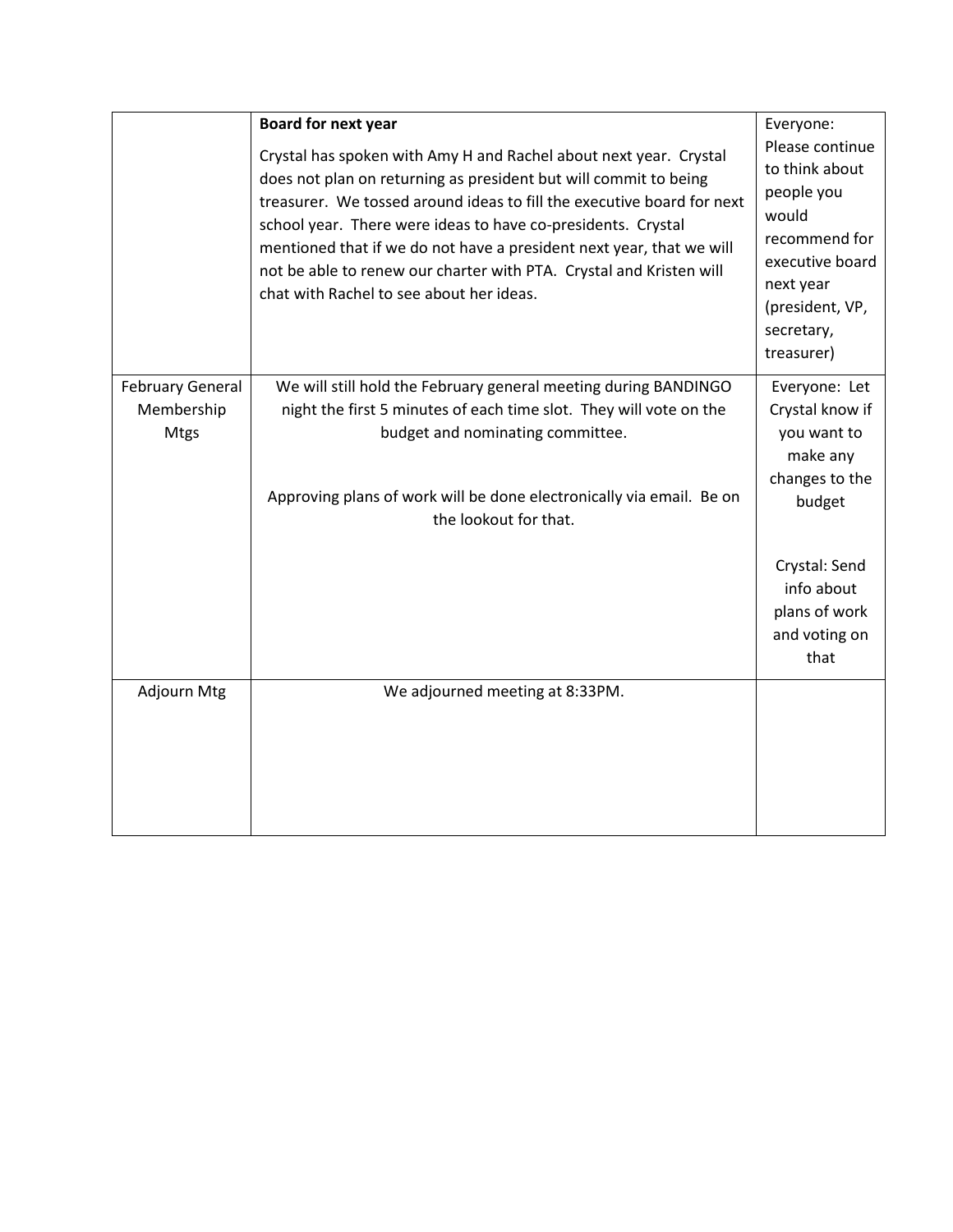| | | |
|---|---|---|
| | **Board for next year**<br><br>Crystal has spoken with Amy H and Rachel about next year. Crystal does not plan on returning as president but will commit to being treasurer. We tossed around ideas to fill the executive board for next school year. There were ideas to have co-presidents. Crystal mentioned that if we do not have a president next year, that we will not be able to renew our charter with PTA. Crystal and Kristen will chat with Rachel to see about her ideas. | Everyone: Please continue to think about people you would recommend for executive board next year (president, VP, secretary, treasurer) |
| February General Membership Mtgs | We will still hold the February general meeting during BANDINGO night the first 5 minutes of each time slot. They will vote on the budget and nominating committee.<br><br>Approving plans of work will be done electronically via email. Be on the lookout for that. | Everyone: Let Crystal know if you want to make any changes to the budget<br><br>Crystal: Send info about plans of work and voting on that |
| Adjourn Mtg | We adjourned meeting at 8:33PM. | |